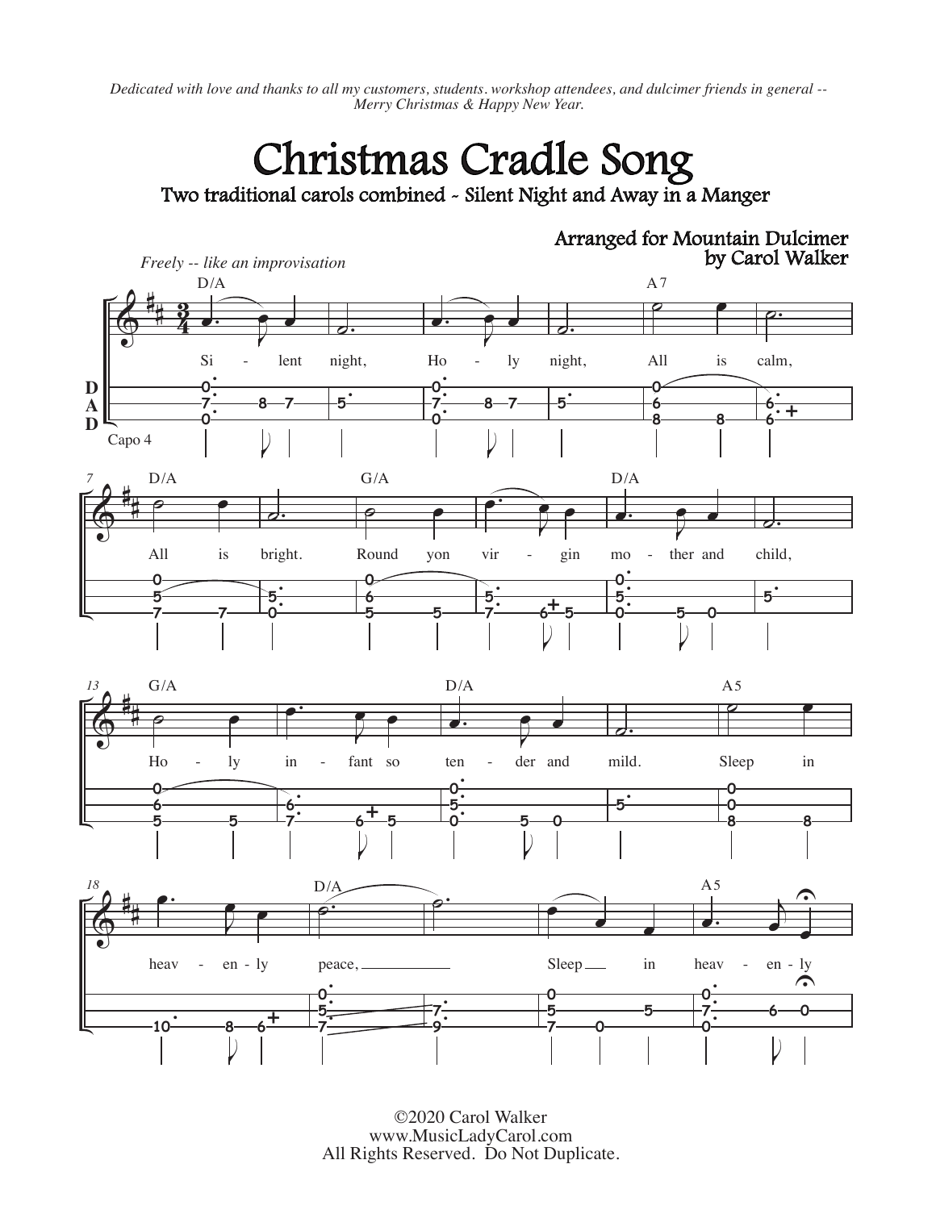*Dedicated with love and thanks to all my customers, students. workshop attendees, and dulcimer friends in general -- Merry Christmas & Happy New Year.*

# Christmas Cradle Song

## Two traditional carols combined - Silent Night and Away in a Manger

Arranged for Mountain Dulcimer by Carol Walker

*Freely -- like an improvisation*

D A D

Capo 4

Si - lent night, Ho - ly night, All is calm, All is bright. Round yon vir - gin mo - ther and child, Ho - ly in - fant so ten - der and mild. Sleep in heav - en - ly peace, Sleep in heav - en - ly

©2020 Carol Walker
www.MusicLadyCarol.com
All Rights Reserved. Do Not Duplicate.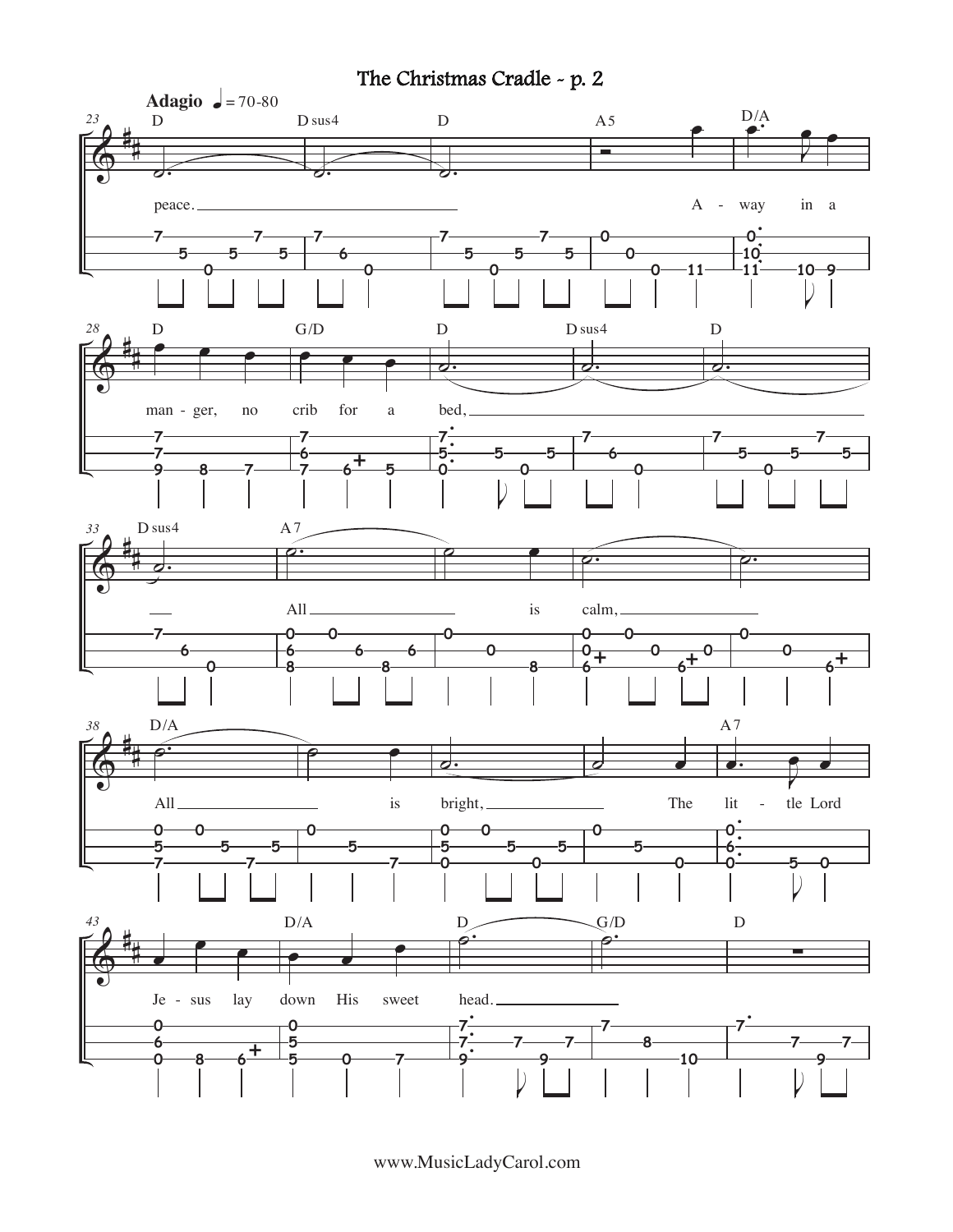# The Christmas Cradle - p. 2

**Adagio** ♩ = 70-80

D | D sus4 | D | A5 | D/A

peace. ______ A - way in a

D | G/D | D | D sus4 | D

man - ger, no crib for a bed, ______

D sus4 | A 7

___ All ______ is calm, ______

D/A | | | | A 7

All ______ is bright, ______ The lit - tle Lord

| D/A | D | G/D | D

Je - sus lay down His sweet head. ______

www.MusicLadyCarol.com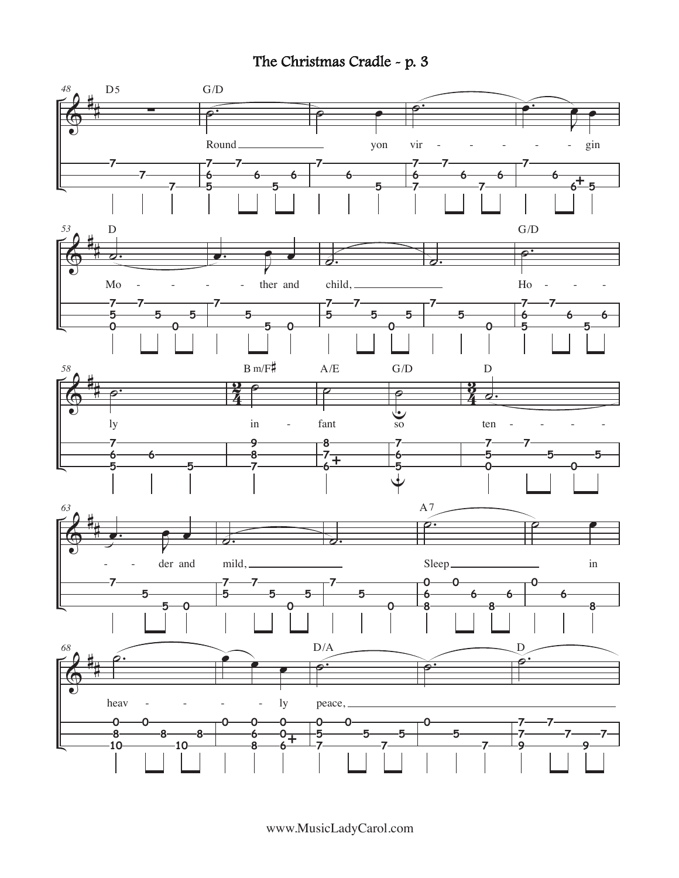# The Christmas Cradle - p. 3

48 D5 G/D

Round yon vir - - - - - - gin

53 D G/D

Mo - - - - - ther and child, Ho - - -

58 Bm/F♯ A/E G/D D

ly in - fant so ten - - - - -

63 A7

- - der and mild, Sleep in

68 D/A D

heav - - - - - ly peace,

www.MusicLadyCarol.com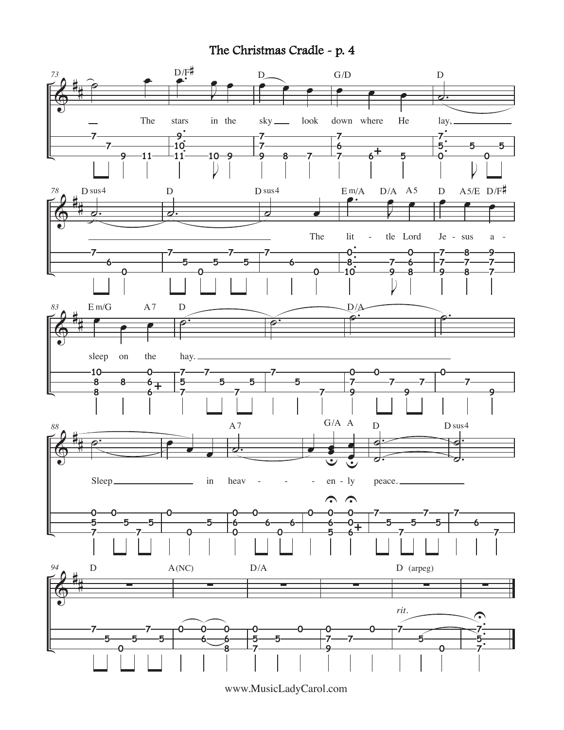# The Christmas Cradle - p. 4

The stars in the sky look down where He lay,

The little Lord Jesus asleep on the hay.

Sleep in heav - - - en - ly peace.

www.MusicLadyCarol.com